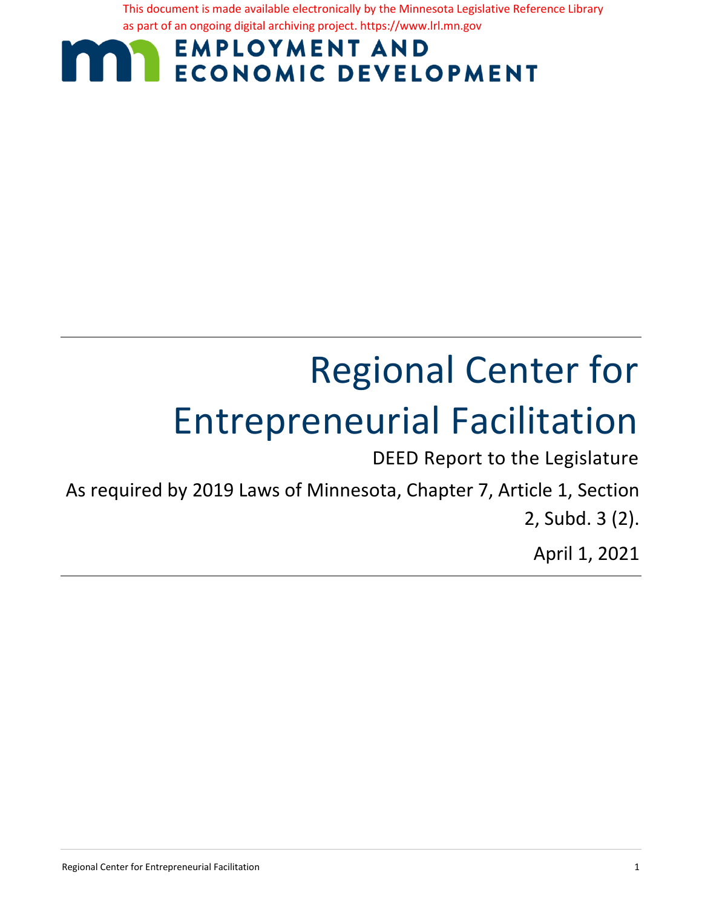This document is made available electronically by the Minnesota Legislative Reference Library as part of an ongoing digital archiving project. https://www.lrl.mn.gov

EMPLOYMENT AND ECONOMIC DEVELOPMENT

# Regional Center for Entrepreneurial Facilitation

DEED Report to the Legislature

As required by 2019 Laws of Minnesota, Chapter 7, Article 1, Section 2, Subd. 3 (2).

April 1, 2021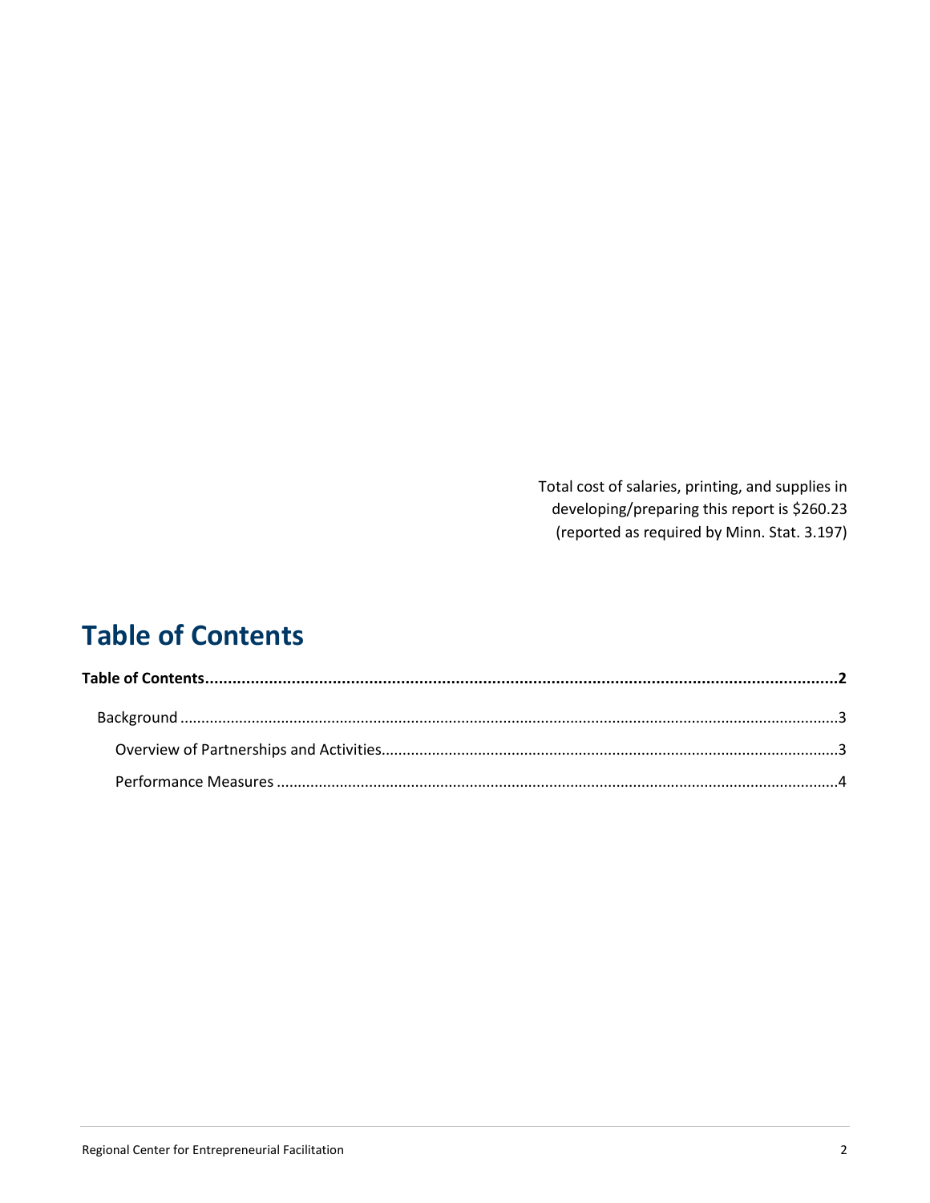Total cost of salaries, printing, and supplies in developing/preparing this report is $260.23 (reported as required by Minn. Stat. 3.197)

# Table of Contents

**Table of Contents..........2**

- Background..........3
  - Overview of Partnerships and Activities..........3
  - Performance Measures..........4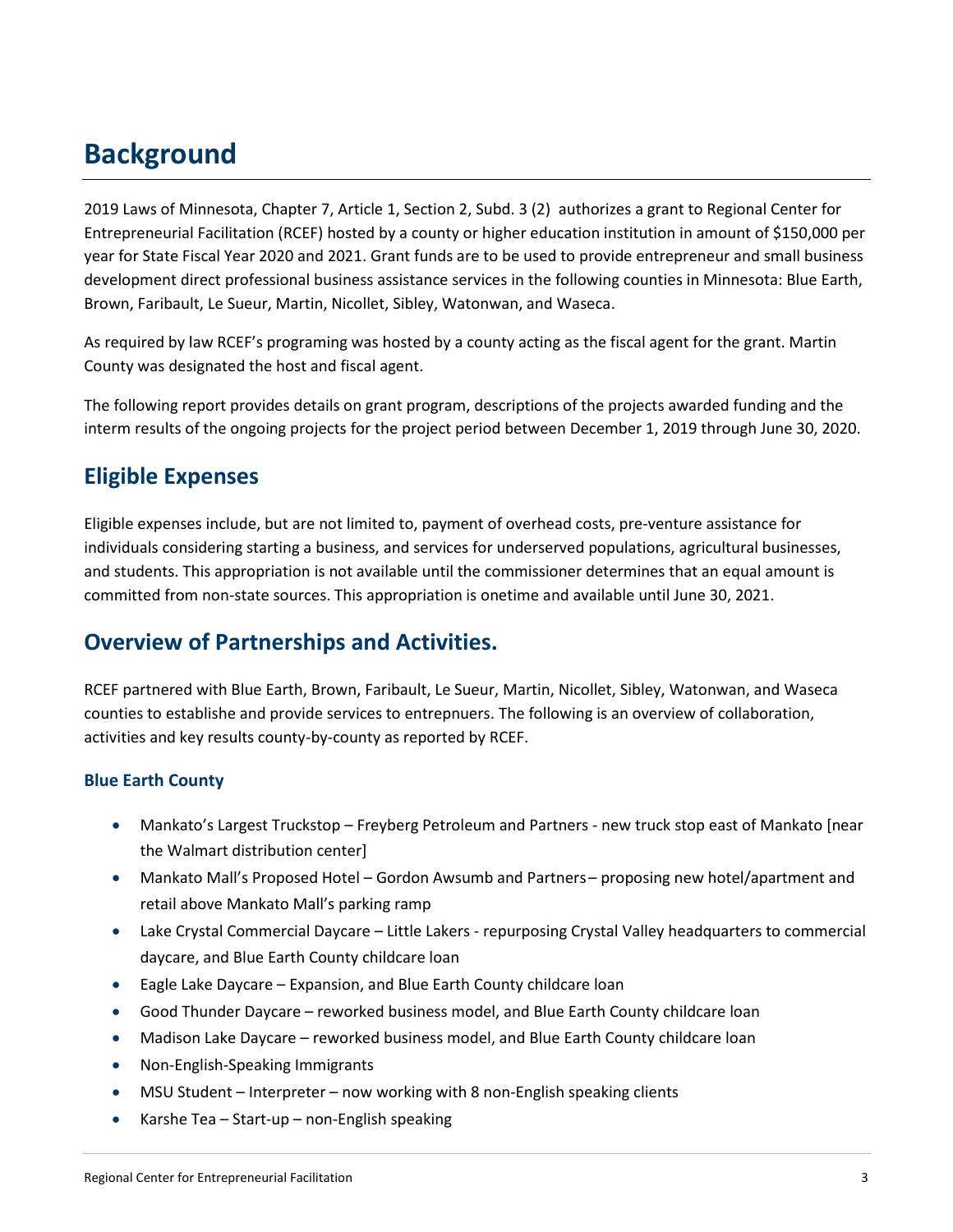# Background

2019 Laws of Minnesota, Chapter 7, Article 1, Section 2, Subd. 3 (2) authorizes a grant to Regional Center for Entrepreneurial Facilitation (RCEF) hosted by a county or higher education institution in amount of $150,000 per year for State Fiscal Year 2020 and 2021. Grant funds are to be used to provide entrepreneur and small business development direct professional business assistance services in the following counties in Minnesota: Blue Earth, Brown, Faribault, Le Sueur, Martin, Nicollet, Sibley, Watonwan, and Waseca.

As required by law RCEF's programing was hosted by a county acting as the fiscal agent for the grant. Martin County was designated the host and fiscal agent.

The following report provides details on grant program, descriptions of the projects awarded funding and the interm results of the ongoing projects for the project period between December 1, 2019 through June 30, 2020.

## Eligible Expenses

Eligible expenses include, but are not limited to, payment of overhead costs, pre-venture assistance for individuals considering starting a business, and services for underserved populations, agricultural businesses, and students. This appropriation is not available until the commissioner determines that an equal amount is committed from non-state sources. This appropriation is onetime and available until June 30, 2021.

## Overview of Partnerships and Activities.

RCEF partnered with Blue Earth, Brown, Faribault, Le Sueur, Martin, Nicollet, Sibley, Watonwan, and Waseca counties to establishe and provide services to entrepnuers. The following is an overview of collaboration, activities and key results county-by-county as reported by RCEF.

### Blue Earth County

- Mankato's Largest Truckstop – Freyberg Petroleum and Partners - new truck stop east of Mankato [near the Walmart distribution center]
- Mankato Mall's Proposed Hotel – Gordon Awsumb and Partners– proposing new hotel/apartment and retail above Mankato Mall's parking ramp
- Lake Crystal Commercial Daycare – Little Lakers - repurposing Crystal Valley headquarters to commercial daycare, and Blue Earth County childcare loan
- Eagle Lake Daycare – Expansion, and Blue Earth County childcare loan
- Good Thunder Daycare – reworked business model, and Blue Earth County childcare loan
- Madison Lake Daycare – reworked business model, and Blue Earth County childcare loan
- Non-English-Speaking Immigrants
- MSU Student – Interpreter – now working with 8 non-English speaking clients
- Karshe Tea – Start-up – non-English speaking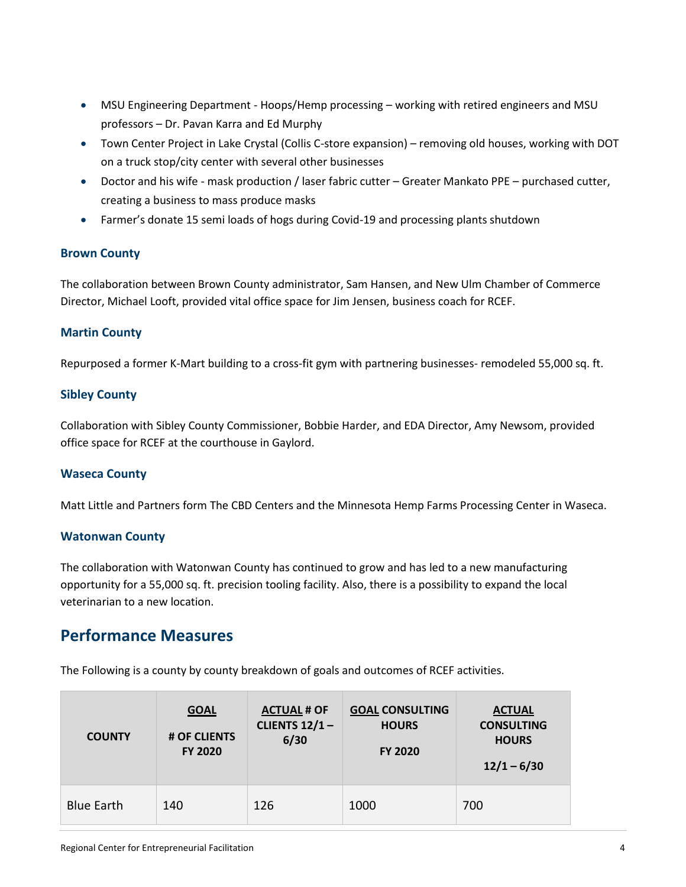- MSU Engineering Department - Hoops/Hemp processing – working with retired engineers and MSU professors – Dr. Pavan Karra and Ed Murphy
- Town Center Project in Lake Crystal (Collis C-store expansion) – removing old houses, working with DOT on a truck stop/city center with several other businesses
- Doctor and his wife - mask production / laser fabric cutter – Greater Mankato PPE – purchased cutter, creating a business to mass produce masks
- Farmer's donate 15 semi loads of hogs during Covid-19 and processing plants shutdown

### Brown County

The collaboration between Brown County administrator, Sam Hansen, and New Ulm Chamber of Commerce Director, Michael Looft, provided vital office space for Jim Jensen, business coach for RCEF.

### Martin County

Repurposed a former K-Mart building to a cross-fit gym with partnering businesses- remodeled 55,000 sq. ft.

### Sibley County

Collaboration with Sibley County Commissioner, Bobbie Harder, and EDA Director, Amy Newsom, provided office space for RCEF at the courthouse in Gaylord.

### Waseca County

Matt Little and Partners form The CBD Centers and the Minnesota Hemp Farms Processing Center in Waseca.

### Watonwan County

The collaboration with Watonwan County has continued to grow and has led to a new manufacturing opportunity for a 55,000 sq. ft. precision tooling facility. Also, there is a possibility to expand the local veterinarian to a new location.

## Performance Measures

The Following is a county by county breakdown of goals and outcomes of RCEF activities.

| COUNTY | GOAL # OF CLIENTS FY 2020 | ACTUAL # OF CLIENTS 12/1 – 6/30 | GOAL CONSULTING HOURS FY 2020 | ACTUAL CONSULTING HOURS 12/1 – 6/30 |
|---|---|---|---|---|
| Blue Earth | 140 | 126 | 1000 | 700 |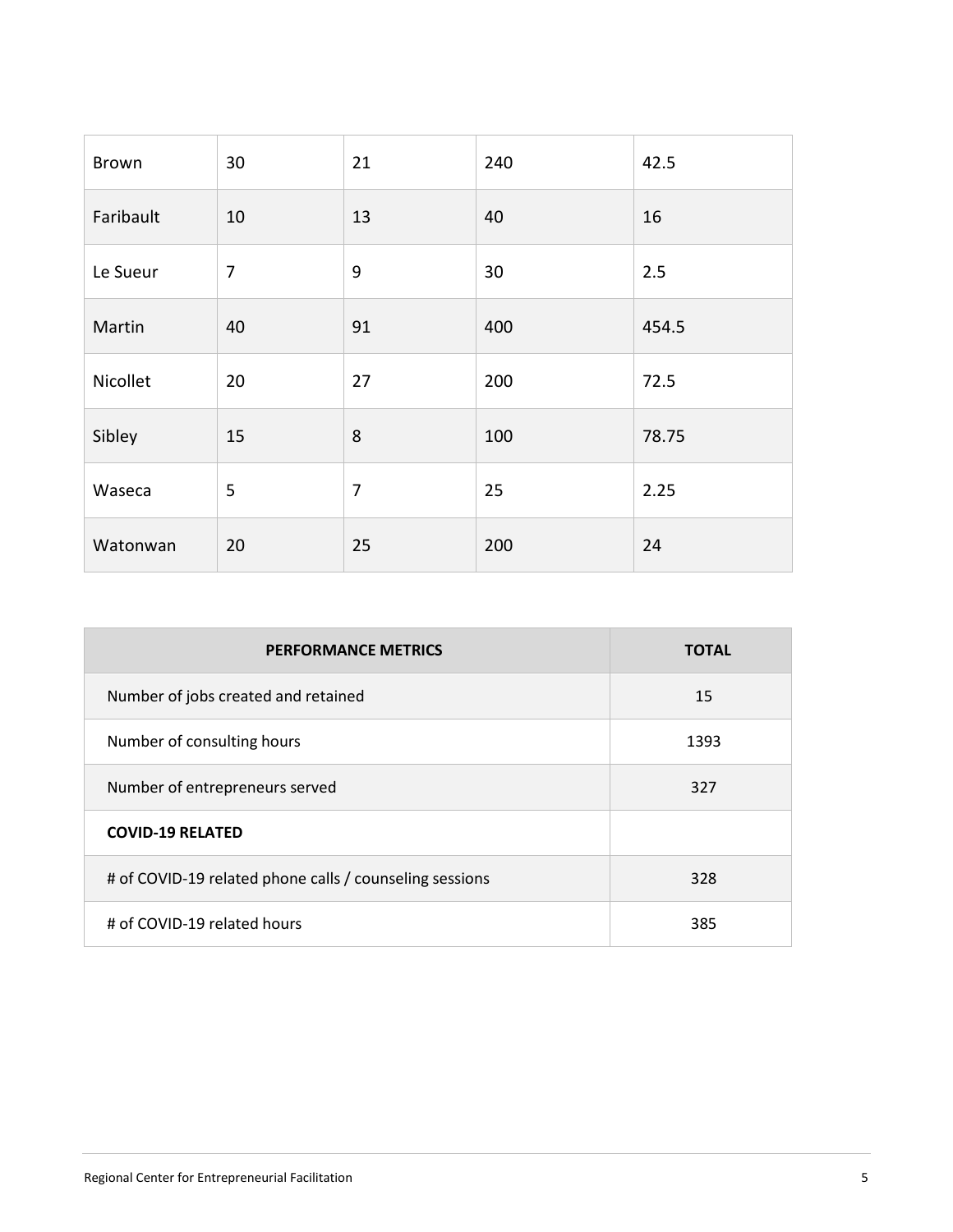| | | | | |
|---|---|---|---|---|
| Brown | 30 | 21 | 240 | 42.5 |
| Faribault | 10 | 13 | 40 | 16 |
| Le Sueur | 7 | 9 | 30 | 2.5 |
| Martin | 40 | 91 | 400 | 454.5 |
| Nicollet | 20 | 27 | 200 | 72.5 |
| Sibley | 15 | 8 | 100 | 78.75 |
| Waseca | 5 | 7 | 25 | 2.25 |
| Watonwan | 20 | 25 | 200 | 24 |

| **PERFORMANCE METRICS** | **TOTAL** |
|---|---|
| Number of jobs created and retained | 15 |
| Number of consulting hours | 1393 |
| Number of entrepreneurs served | 327 |
| **COVID-19 RELATED** | |
| # of COVID-19 related phone calls / counseling sessions | 328 |
| # of COVID-19 related hours | 385 |